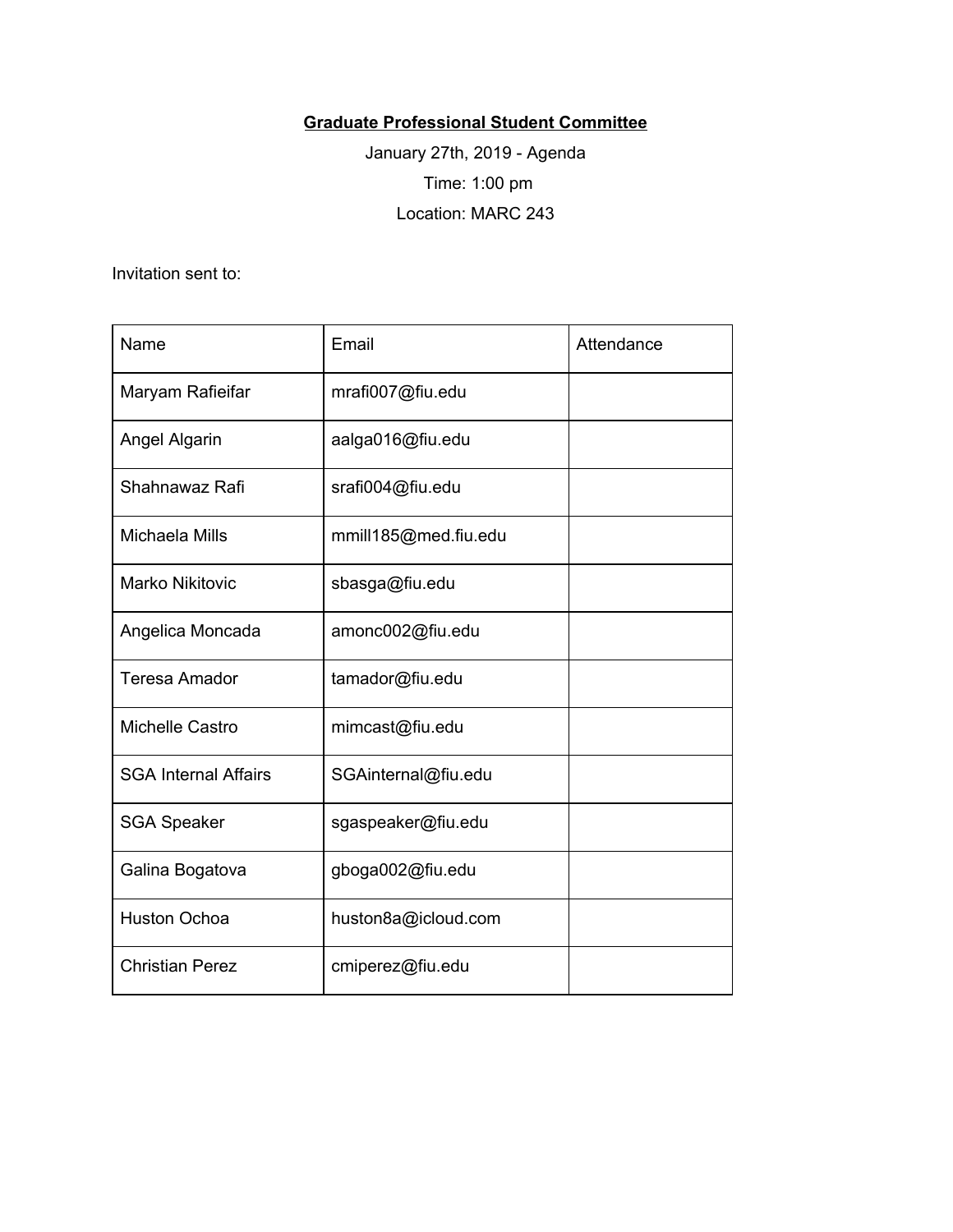**Graduate Professional Student Committee**

January 27th, 2019 - Agenda

Time: 1:00 pm

Location: MARC 243

Invitation sent to:

| Name | Email | Attendance |
|---|---|---|
| Maryam Rafieifar | mrafi007@fiu.edu | |
| Angel Algarin | aalga016@fiu.edu | |
| Shahnawaz Rafi | srafi004@fiu.edu | |
| Michaela Mills | mmill185@med.fiu.edu | |
| Marko Nikitovic | sbasga@fiu.edu | |
| Angelica Moncada | amonc002@fiu.edu | |
| Teresa Amador | tamador@fiu.edu | |
| Michelle Castro | mimcast@fiu.edu | |
| SGA Internal Affairs | SGAinternal@fiu.edu | |
| SGA Speaker | sgaspeaker@fiu.edu | |
| Galina Bogatova | gboga002@fiu.edu | |
| Huston Ochoa | huston8a@icloud.com | |
| Christian Perez | cmiperez@fiu.edu | |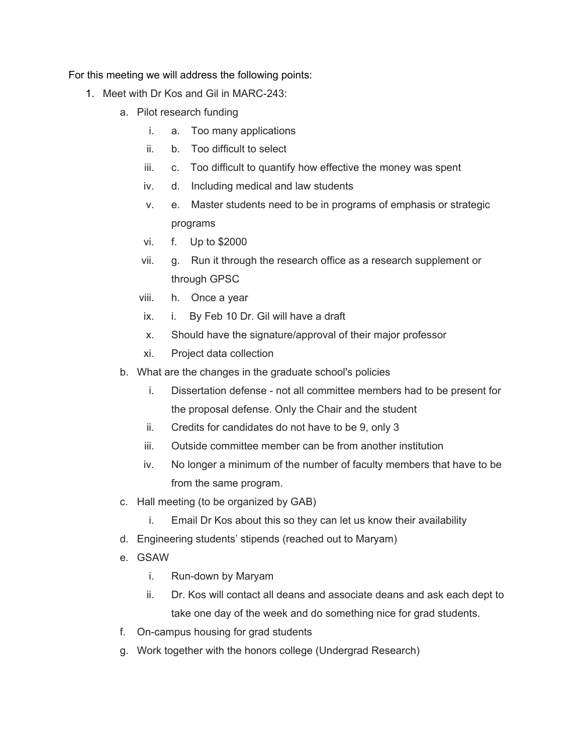For this meeting we will address the following points:

1. Meet with Dr Kos and Gil in MARC-243:
    a. Pilot research funding
        i. a. Too many applications
        ii. b. Too difficult to select
        iii. c. Too difficult to quantify how effective the money was spent
        iv. d. Including medical and law students
        v. e. Master students need to be in programs of emphasis or strategic programs
        vi. f. Up to $2000
        vii. g. Run it through the research office as a research supplement or through GPSC
        viii. h. Once a year
        ix. i. By Feb 10 Dr. Gil will have a draft
        x. Should have the signature/approval of their major professor
        xi. Project data collection
    b. What are the changes in the graduate school's policies
        i. Dissertation defense - not all committee members had to be present for the proposal defense. Only the Chair and the student
        ii. Credits for candidates do not have to be 9, only 3
        iii. Outside committee member can be from another institution
        iv. No longer a minimum of the number of faculty members that have to be from the same program.
    c. Hall meeting (to be organized by GAB)
        i. Email Dr Kos about this so they can let us know their availability
    d. Engineering students' stipends (reached out to Maryam)
    e. GSAW
        i. Run-down by Maryam
        ii. Dr. Kos will contact all deans and associate deans and ask each dept to take one day of the week and do something nice for grad students.
    f. On-campus housing for grad students
    g. Work together with the honors college (Undergrad Research)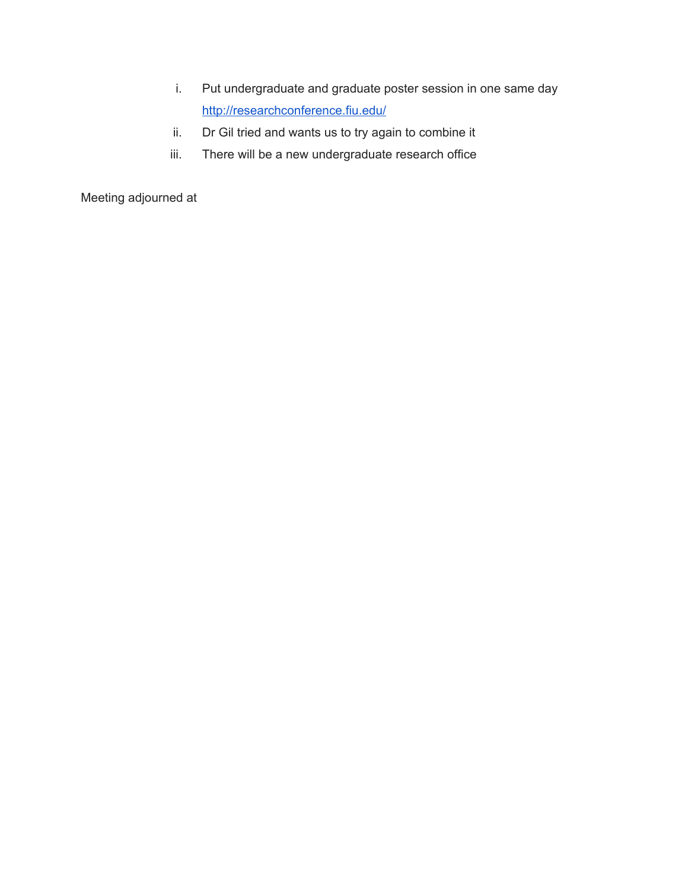i. Put undergraduate and graduate poster session in one same day
   http://researchconference.fiu.edu/
ii. Dr Gil tried and wants us to try again to combine it
iii. There will be a new undergraduate research office

Meeting adjourned at